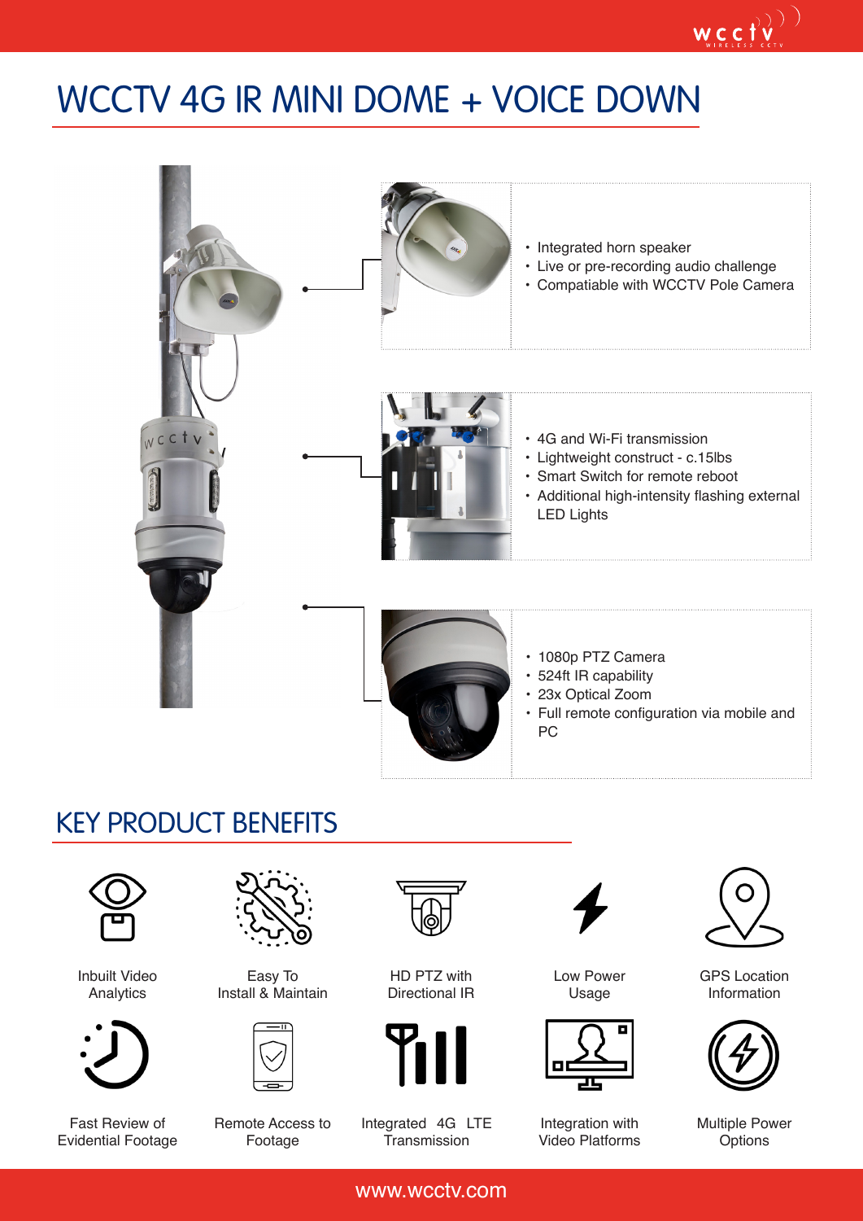# WCCTV 4G IR MINI DOME + VOICE DOWN

- Integrated horn speaker
- Live or pre-recording audio challenge
- Compatiable with WCCTV Pole Camera

- 4G and Wi-Fi transmission
- Lightweight construct - c.15lbs
- Smart Switch for remote reboot
- Additional high-intensity flashing external LED Lights

- 1080p PTZ Camera
- 524ft IR capability
- 23x Optical Zoom
- Full remote configuration via mobile and PC

## KEY PRODUCT BENEFITS

- Inbuilt Video Analytics
- Easy To Install & Maintain
- HD PTZ with Directional IR
- Low Power Usage
- GPS Location Information
- Fast Review of Evidential Footage
- Remote Access to Footage
- Integrated 4G LTE Transmission
- Integration with Video Platforms
- Multiple Power Options

www.wcctv.com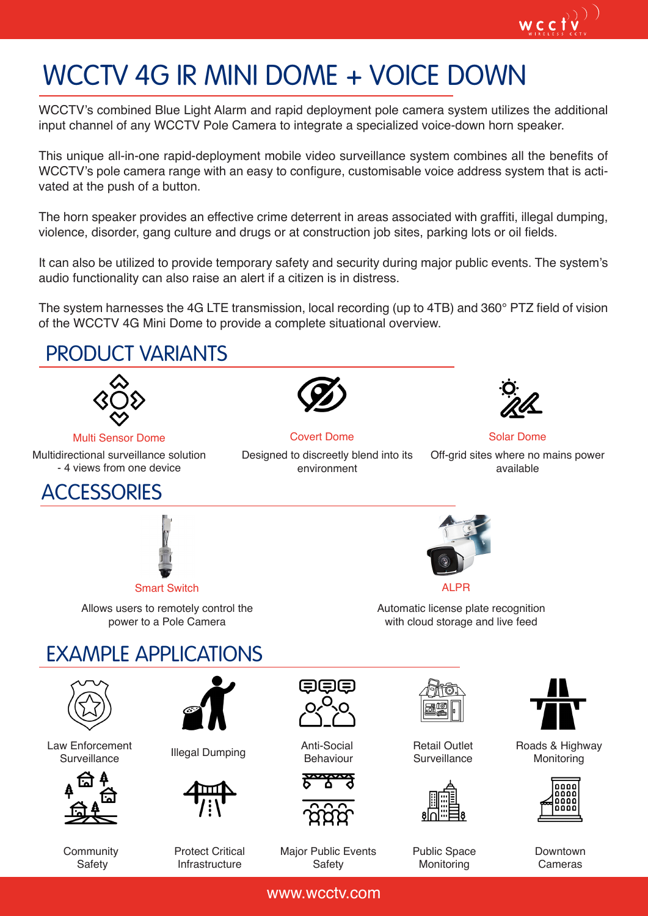# WCCTV 4G IR MINI DOME + VOICE DOWN

WCCTV's combined Blue Light Alarm and rapid deployment pole camera system utilizes the additional input channel of any WCCTV Pole Camera to integrate a specialized voice-down horn speaker.

This unique all-in-one rapid-deployment mobile video surveillance system combines all the benefits of WCCTV's pole camera range with an easy to configure, customisable voice address system that is activated at the push of a button.

The horn speaker provides an effective crime deterrent in areas associated with graffiti, illegal dumping, violence, disorder, gang culture and drugs or at construction job sites, parking lots or oil fields.

It can also be utilized to provide temporary safety and security during major public events. The system's audio functionality can also raise an alert if a citizen is in distress.

The system harnesses the 4G LTE transmission, local recording (up to 4TB) and 360° PTZ field of vision of the WCCTV 4G Mini Dome to provide a complete situational overview.

## PRODUCT VARIANTS

**Multi Sensor Dome**

Multidirectional surveillance solution - 4 views from one device

**Covert Dome**

Designed to discreetly blend into its environment

**Solar Dome**

Off-grid sites where no mains power available

## ACCESSORIES

**Smart Switch**

Allows users to remotely control the power to a Pole Camera

**ALPR**

Automatic license plate recognition with cloud storage and live feed

## EXAMPLE APPLICATIONS

- Law Enforcement Surveillance
- Illegal Dumping
- Anti-Social Behaviour
- Retail Outlet Surveillance
- Roads & Highway Monitoring
- Community Safety
- Protect Critical Infrastructure
- Major Public Events Safety
- Public Space Monitoring
- Downtown Cameras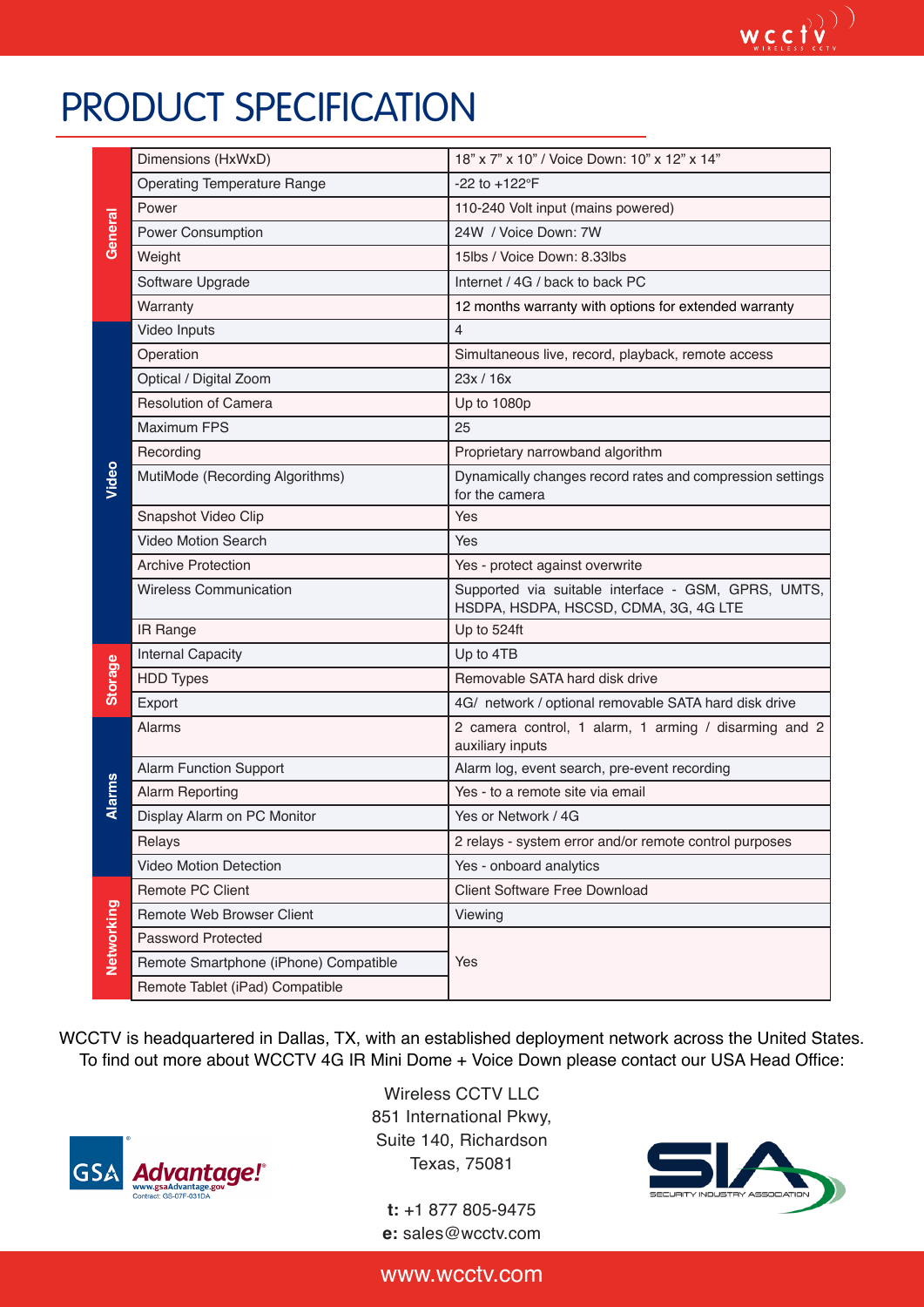# PRODUCT SPECIFICATION

| | | |
|---|---|---|
| General | Dimensions (HxWxD) | 18" x 7" x 10" / Voice Down: 10" x 12" x 14" |
| | Operating Temperature Range | -22 to +122°F |
| | Power | 110-240 Volt input (mains powered) |
| | Power Consumption | 24W / Voice Down: 7W |
| | Weight | 15lbs / Voice Down: 8.33lbs |
| | Software Upgrade | Internet / 4G / back to back PC |
| | Warranty | 12 months warranty with options for extended warranty |
| Video | Video Inputs | 4 |
| | Operation | Simultaneous live, record, playback, remote access |
| | Optical / Digital Zoom | 23x / 16x |
| | Resolution of Camera | Up to 1080p |
| | Maximum FPS | 25 |
| | Recording | Proprietary narrowband algorithm |
| | MutiMode (Recording Algorithms) | Dynamically changes record rates and compression settings for the camera |
| | Snapshot Video Clip | Yes |
| | Video Motion Search | Yes |
| | Archive Protection | Yes - protect against overwrite |
| | Wireless Communication | Supported via suitable interface - GSM, GPRS, UMTS, HSDPA, HSDPA, HSCSD, CDMA, 3G, 4G LTE |
| | IR Range | Up to 524ft |
| Storage | Internal Capacity | Up to 4TB |
| | HDD Types | Removable SATA hard disk drive |
| | Export | 4G/ network / optional removable SATA hard disk drive |
| Alarms | Alarms | 2 camera control, 1 alarm, 1 arming / disarming and 2 auxiliary inputs |
| | Alarm Function Support | Alarm log, event search, pre-event recording |
| | Alarm Reporting | Yes - to a remote site via email |
| | Display Alarm on PC Monitor | Yes or Network / 4G |
| | Relays | 2 relays - system error and/or remote control purposes |
| | Video Motion Detection | Yes - onboard analytics |
| Networking | Remote PC Client | Client Software Free Download |
| | Remote Web Browser Client | Viewing |
| | Password Protected | Yes |
| | Remote Smartphone (iPhone) Compatible | Yes |
| | Remote Tablet (iPad) Compatible | Yes |

WCCTV is headquartered in Dallas, TX, with an established deployment network across the United States. To find out more about WCCTV 4G IR Mini Dome + Voice Down please contact our USA Head Office:

Wireless CCTV LLC
851 International Pkwy,
Suite 140, Richardson
Texas, 75081

**t:** +1 877 805-9475
**e:** sales@wcctv.com

GSA Advantage! www.gsaAdvantage.gov Contract: GS-07F-031DA

SIA SECURITY INDUSTRY ASSOCIATION

www.wcctv.com